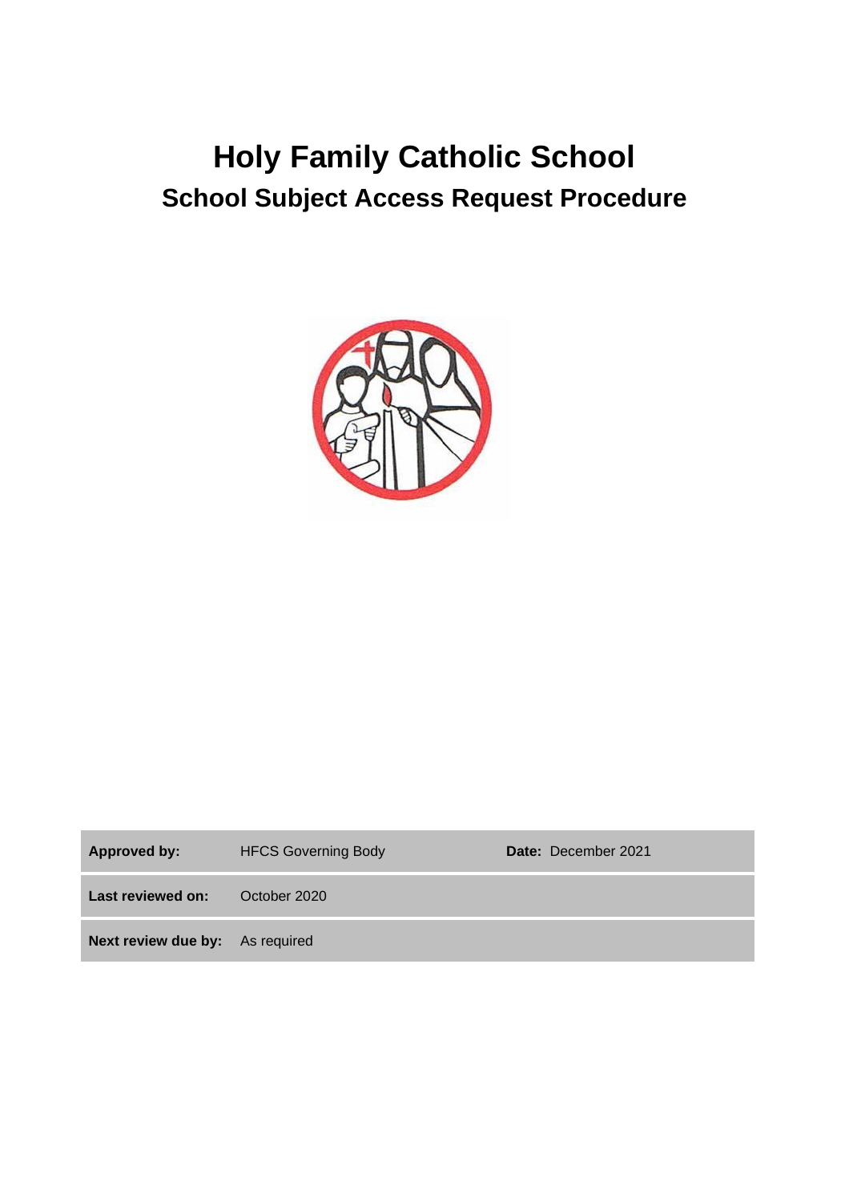# Holy Family Catholic School

## School Subject Access Request Procedure

| | | | |
|---|---|---|---|
| **Approved by:** | HFCS Governing Body | **Date:** | December 2021 |
| **Last reviewed on:** | October 2020 | | |
| **Next review due by:** | As required | | |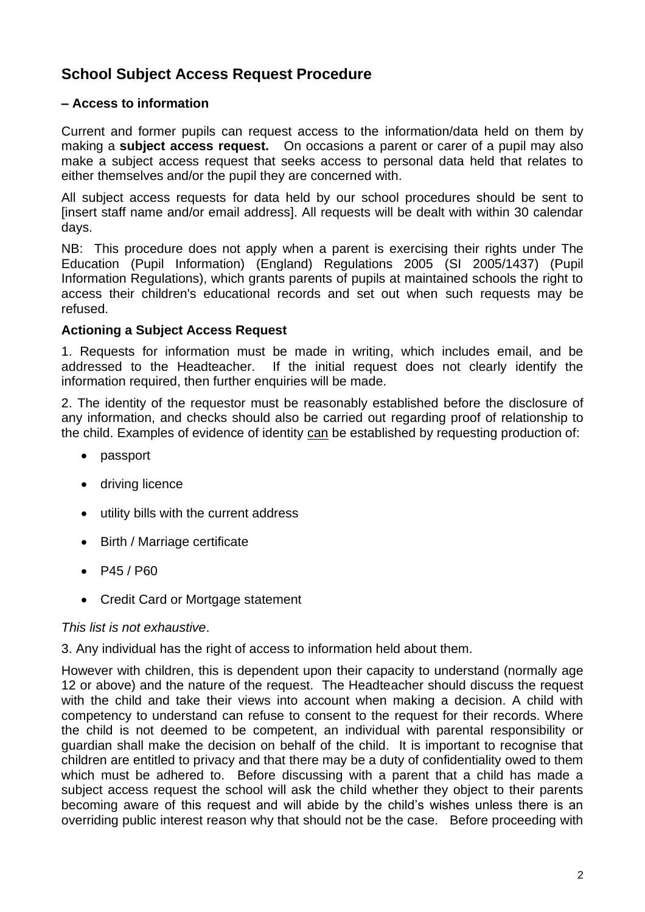## School Subject Access Request Procedure

### – Access to information

Current and former pupils can request access to the information/data held on them by making a **subject access request.** On occasions a parent or carer of a pupil may also make a subject access request that seeks access to personal data held that relates to either themselves and/or the pupil they are concerned with.

All subject access requests for data held by our school procedures should be sent to [insert staff name and/or email address]. All requests will be dealt with within 30 calendar days.

NB: This procedure does not apply when a parent is exercising their rights under The Education (Pupil Information) (England) Regulations 2005 (SI 2005/1437) (Pupil Information Regulations), which grants parents of pupils at maintained schools the right to access their children's educational records and set out when such requests may be refused.

### Actioning a Subject Access Request

1. Requests for information must be made in writing, which includes email, and be addressed to the Headteacher. If the initial request does not clearly identify the information required, then further enquiries will be made.

2. The identity of the requestor must be reasonably established before the disclosure of any information, and checks should also be carried out regarding proof of relationship to the child. Examples of evidence of identity can be established by requesting production of:

- passport
- driving licence
- utility bills with the current address
- Birth / Marriage certificate
- P45 / P60
- Credit Card or Mortgage statement

*This list is not exhaustive*.

3. Any individual has the right of access to information held about them.

However with children, this is dependent upon their capacity to understand (normally age 12 or above) and the nature of the request. The Headteacher should discuss the request with the child and take their views into account when making a decision. A child with competency to understand can refuse to consent to the request for their records. Where the child is not deemed to be competent, an individual with parental responsibility or guardian shall make the decision on behalf of the child. It is important to recognise that children are entitled to privacy and that there may be a duty of confidentiality owed to them which must be adhered to. Before discussing with a parent that a child has made a subject access request the school will ask the child whether they object to their parents becoming aware of this request and will abide by the child's wishes unless there is an overriding public interest reason why that should not be the case. Before proceeding with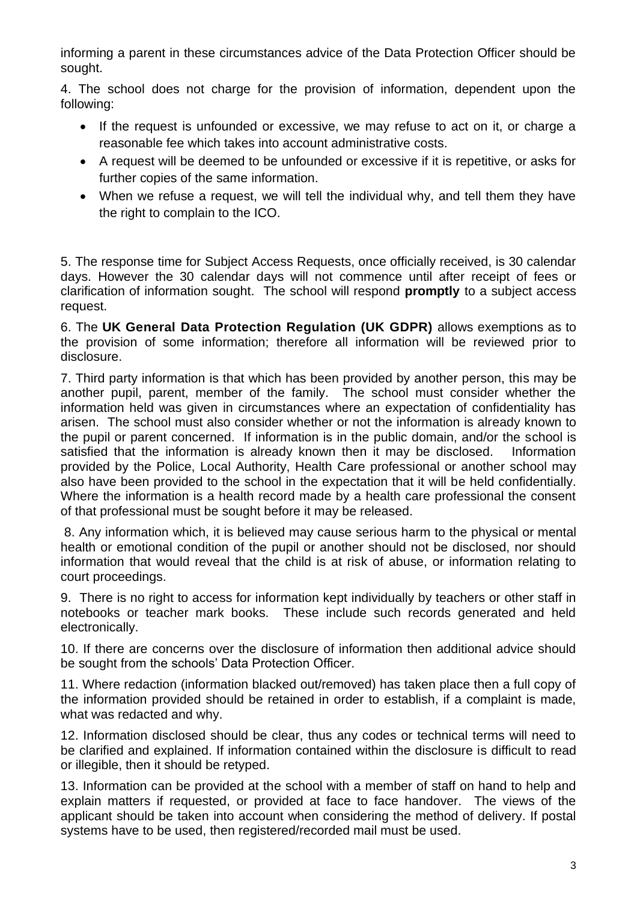informing a parent in these circumstances advice of the Data Protection Officer should be sought.

4. The school does not charge for the provision of information, dependent upon the following:

- If the request is unfounded or excessive, we may refuse to act on it, or charge a reasonable fee which takes into account administrative costs.
- A request will be deemed to be unfounded or excessive if it is repetitive, or asks for further copies of the same information.
- When we refuse a request, we will tell the individual why, and tell them they have the right to complain to the ICO.

5. The response time for Subject Access Requests, once officially received, is 30 calendar days. However the 30 calendar days will not commence until after receipt of fees or clarification of information sought. The school will respond **promptly** to a subject access request.

6. The **UK General Data Protection Regulation (UK GDPR)** allows exemptions as to the provision of some information; therefore all information will be reviewed prior to disclosure.

7. Third party information is that which has been provided by another person, this may be another pupil, parent, member of the family. The school must consider whether the information held was given in circumstances where an expectation of confidentiality has arisen. The school must also consider whether or not the information is already known to the pupil or parent concerned. If information is in the public domain, and/or the school is satisfied that the information is already known then it may be disclosed. Information provided by the Police, Local Authority, Health Care professional or another school may also have been provided to the school in the expectation that it will be held confidentially. Where the information is a health record made by a health care professional the consent of that professional must be sought before it may be released.

8. Any information which, it is believed may cause serious harm to the physical or mental health or emotional condition of the pupil or another should not be disclosed, nor should information that would reveal that the child is at risk of abuse, or information relating to court proceedings.

9. There is no right to access for information kept individually by teachers or other staff in notebooks or teacher mark books. These include such records generated and held electronically.

10. If there are concerns over the disclosure of information then additional advice should be sought from the schools' Data Protection Officer.

11. Where redaction (information blacked out/removed) has taken place then a full copy of the information provided should be retained in order to establish, if a complaint is made, what was redacted and why.

12. Information disclosed should be clear, thus any codes or technical terms will need to be clarified and explained. If information contained within the disclosure is difficult to read or illegible, then it should be retyped.

13. Information can be provided at the school with a member of staff on hand to help and explain matters if requested, or provided at face to face handover. The views of the applicant should be taken into account when considering the method of delivery. If postal systems have to be used, then registered/recorded mail must be used.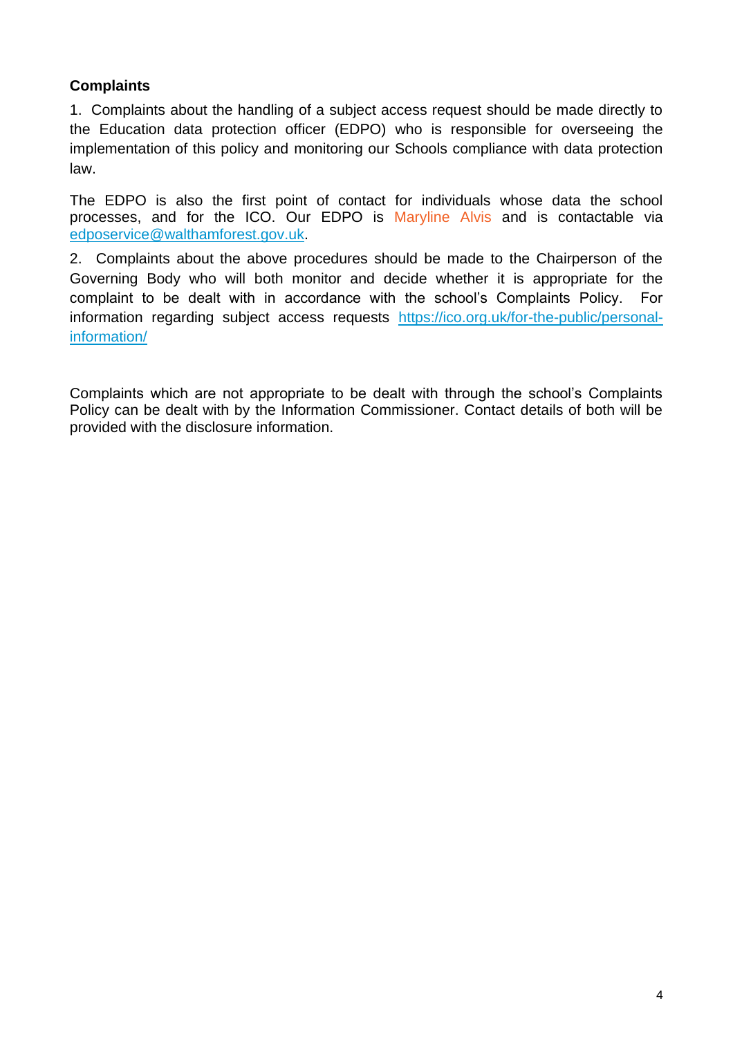**Complaints**

1. Complaints about the handling of a subject access request should be made directly to the Education data protection officer (EDPO) who is responsible for overseeing the implementation of this policy and monitoring our Schools compliance with data protection law.

The EDPO is also the first point of contact for individuals whose data the school processes, and for the ICO. Our EDPO is Maryline Alvis and is contactable via edposervice@walthamforest.gov.uk.

2. Complaints about the above procedures should be made to the Chairperson of the Governing Body who will both monitor and decide whether it is appropriate for the complaint to be dealt with in accordance with the school's Complaints Policy. For information regarding subject access requests https://ico.org.uk/for-the-public/personal-information/

Complaints which are not appropriate to be dealt with through the school's Complaints Policy can be dealt with by the Information Commissioner. Contact details of both will be provided with the disclosure information.